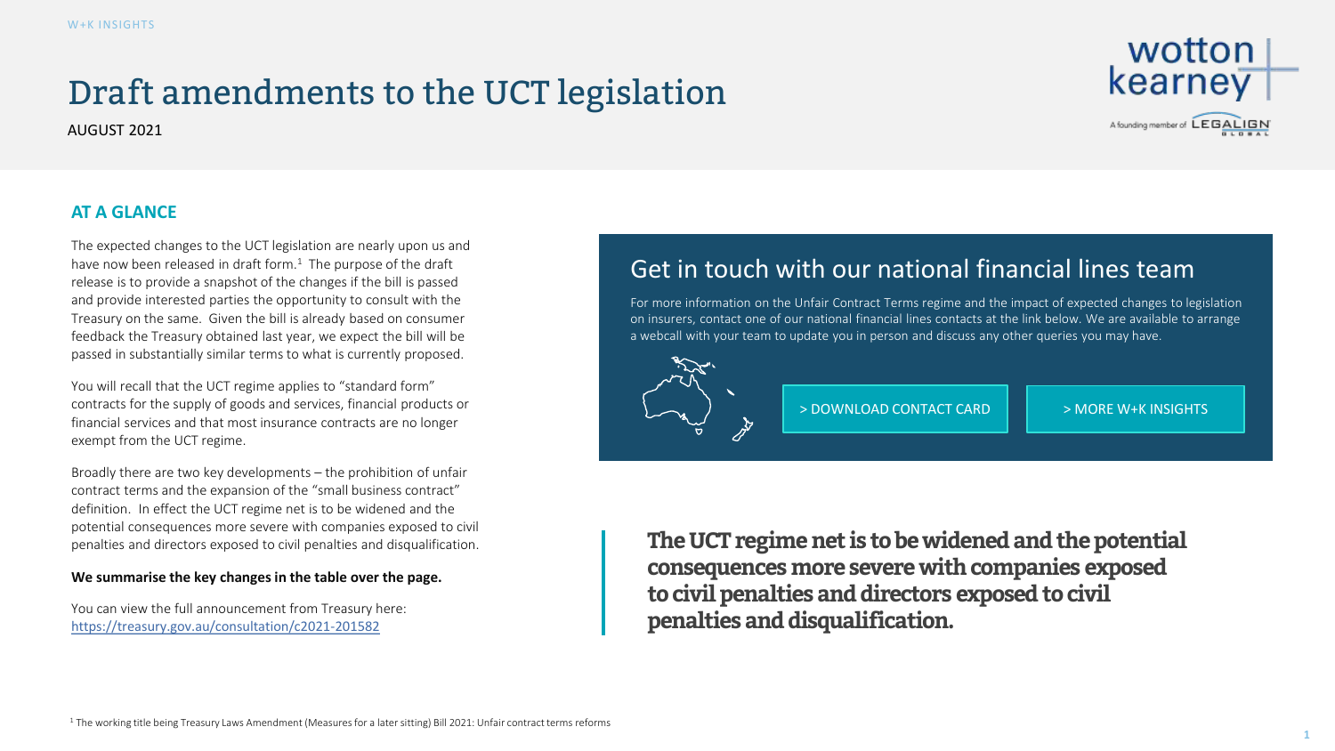# Draft amendments to the UCT legislation

AUGUST 2021

## AT A GLANCE

The expected changes to the UCT legislation are nearly upon us and have now been released in draft form.[1] The purpose of the draft release is to provide a snapshot of the changes if the bill is passed and provide interested parties the opportunity to consult with the Treasury on the same. Given the bill is already based on consumer feedback the Treasury obtained last year, we expect the bill will be passed in substantially similar terms to what is currently proposed.

You will recall that the UCT regime applies to "standard form" contracts for the supply of goods and services, financial products or financial services and that most insurance contracts are no longer exempt from the UCT regime.

Broadly there are two key developments – the prohibition of unfair contract terms and the expansion of the "small business contract" definition. In effect the UCT regime net is to be widened and the potential consequences more severe with companies exposed to civil penalties and directors exposed to civil penalties and disqualification.

**We summarise the key changes in the table over the page.**

You can view the full announcement from Treasury here: https://treasury.gov.au/consultation/c2021-201582

## Get in touch with our national financial lines team

For more information on the Unfair Contract Terms regime and the impact of expected changes to legislation on insurers, contact one of our national financial lines contacts at the link below. We are available to arrange a webcall with your team to update you in person and discuss any other queries you may have.

> DOWNLOAD CONTACT CARD

> MORE W+K INSIGHTS

> **The UCT regime net is to be widened and the potential consequences more severe with companies exposed to civil penalties and directors exposed to civil penalties and disqualification.**

[1] The working title being Treasury Laws Amendment (Measures for a later sitting) Bill 2021: Unfair contract terms reforms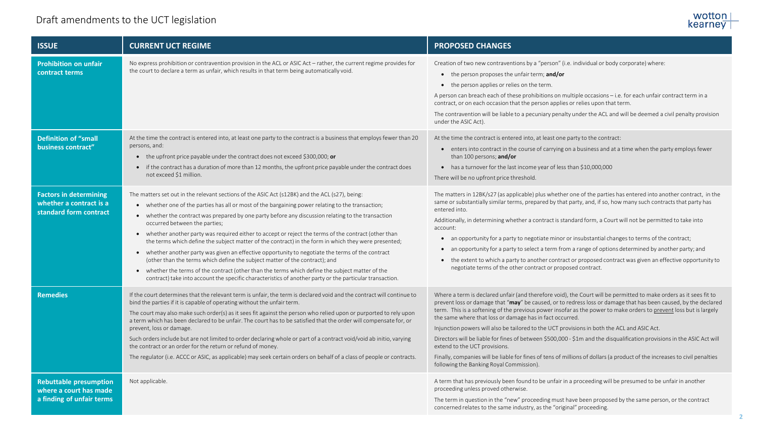# Draft amendments to the UCT legislation

| ISSUE | CURRENT UCT REGIME | PROPOSED CHANGES |
|---|---|---|
| **Prohibition on unfair contract terms** | No express prohibition or contravention provision in the ACL or ASIC Act – rather, the current regime provides for the court to declare a term as unfair, which results in that term being automatically void. | Creation of two new contraventions by a "person" (i.e. individual or body corporate) where: <br>• the person proposes the unfair term; **and/or** <br>• the person applies or relies on the term. <br>A person can breach each of these prohibitions on multiple occasions – i.e. for each unfair contract term in a contract, or on each occasion that the person applies or relies upon that term. <br>The contravention will be liable to a pecuniary penalty under the ACL and will be deemed a civil penalty provision under the ASIC Act). |
| **Definition of "small business contract"** | At the time the contract is entered into, at least one party to the contract is a business that employs fewer than 20 persons, and: <br>• the upfront price payable under the contract does not exceed $300,000; **or** <br>• if the contract has a duration of more than 12 months, the upfront price payable under the contract does not exceed $1 million. | At the time the contract is entered into, at least one party to the contract: <br>• enters into contract in the course of carrying on a business and at a time when the party employs fewer than 100 persons; **and/or** <br>• has a turnover for the last income year of less than $10,000,000 <br>There will be no upfront price threshold. |
| **Factors in determining whether a contract is a standard form contract** | The matters set out in the relevant sections of the ASIC Act (s12BK) and the ACL (s27), being: <br>• whether one of the parties has all or most of the bargaining power relating to the transaction; <br>• whether the contract was prepared by one party before any discussion relating to the transaction occurred between the parties; <br>• whether another party was required either to accept or reject the terms of the contract (other than the terms which define the subject matter of the contract) in the form in which they were presented; <br>• whether another party was given an effective opportunity to negotiate the terms of the contract (other than the terms which define the subject matter of the contract); and <br>• whether the terms of the contract (other than the terms which define the subject matter of the contract) take into account the specific characteristics of another party or the particular transaction. | The matters in 12BK/s27 (as applicable) plus whether one of the parties has entered into another contract, in the same or substantially similar terms, prepared by that party, and, if so, how many such contracts that party has entered into. <br>Additionally, in determining whether a contract is standard form, a Court will not be permitted to take into account: <br>• an opportunity for a party to negotiate minor or insubstantial changes to terms of the contract; <br>• an opportunity for a party to select a term from a range of options determined by another party; and <br>• the extent to which a party to another contract or proposed contract was given an effective opportunity to negotiate terms of the other contract or proposed contract. |
| **Remedies** | If the court determines that the relevant term is unfair, the term is declared void and the contract will continue to bind the parties if it is capable of operating without the unfair term. <br>The court may also make such order(s) as it sees fit against the person who relied upon or purported to rely upon a term which has been declared to be unfair. The court has to be satisfied that the order will compensate for, or prevent, loss or damage. <br>Such orders include but are not limited to order declaring whole or part of a contract void/void ab initio, varying the contract or an order for the return or refund of money. <br>The regulator (i.e. ACCC or ASIC, as applicable) may seek certain orders on behalf of a class of people or contracts. | Where a term is declared unfair (and therefore void), the Court will be permitted to make orders as it sees fit to prevent loss or damage that "**may**" be caused, or to redress loss or damage that has been caused, by the declared term. This is a softening of the previous power insofar as the power to make orders to <u>prevent</u> loss but is largely the same where that loss or damage has in fact occurred. <br>Injunction powers will also be tailored to the UCT provisions in both the ACL and ASIC Act. <br>Directors will be liable for fines of between $500,000 - $1m and the disqualification provisions in the ASIC Act will extend to the UCT provisions. <br>Finally, companies will be liable for fines of tens of millions of dollars (a product of the increases to civil penalties following the Banking Royal Commission). |
| **Rebuttable presumption where a court has made a finding of unfair terms** | Not applicable. | A term that has previously been found to be unfair in a proceeding will be presumed to be unfair in another proceeding unless proved otherwise. <br>The term in question in the "new" proceeding must have been proposed by the same person, or the contract concerned relates to the same industry, as the "original" proceeding. |